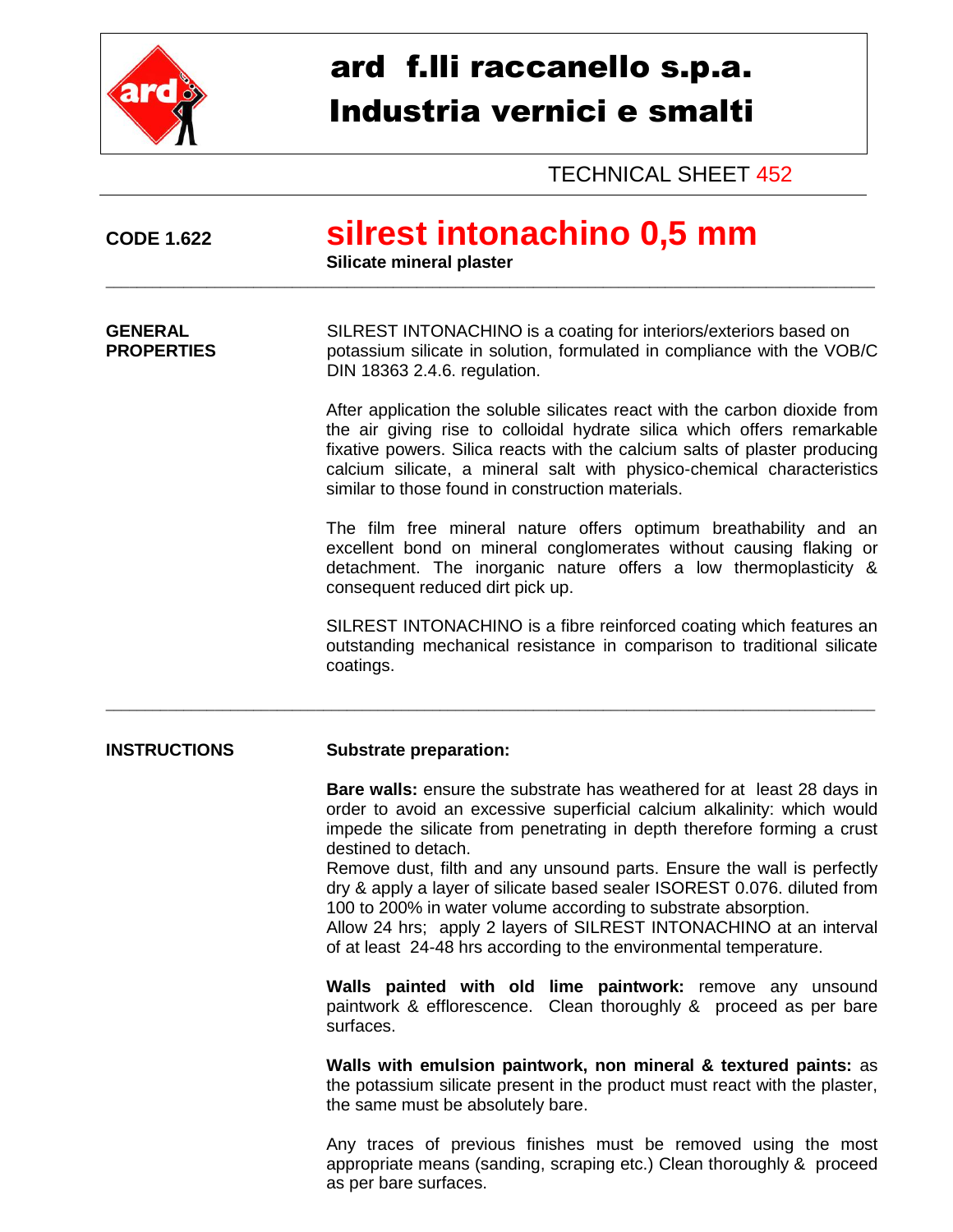# ard f.lli raccanello s.p.a.
# Industria vernici e smalti

TECHNICAL SHEET 452

**CODE 1.622**

# silrest intonachino 0,5 mm

**Silicate mineral plaster**

---

**GENERAL PROPERTIES**

SILREST INTONACHINO is a coating for interiors/exteriors based on potassium silicate in solution, formulated in compliance with the VOB/C DIN 18363 2.4.6. regulation.

After application the soluble silicates react with the carbon dioxide from the air giving rise to colloidal hydrate silica which offers remarkable fixative powers. Silica reacts with the calcium salts of plaster producing calcium silicate, a mineral salt with physico-chemical characteristics similar to those found in construction materials.

The film free mineral nature offers optimum breathability and an excellent bond on mineral conglomerates without causing flaking or detachment. The inorganic nature offers a low thermoplasticity & consequent reduced dirt pick up.

SILREST INTONACHINO is a fibre reinforced coating which features an outstanding mechanical resistance in comparison to traditional silicate coatings.

---

**INSTRUCTIONS**

**Substrate preparation:**

**Bare walls:** ensure the substrate has weathered for at least 28 days in order to avoid an excessive superficial calcium alkalinity: which would impede the silicate from penetrating in depth therefore forming a crust destined to detach.
Remove dust, filth and any unsound parts. Ensure the wall is perfectly dry & apply a layer of silicate based sealer ISOREST 0.076. diluted from 100 to 200% in water volume according to substrate absorption.
Allow 24 hrs; apply 2 layers of SILREST INTONACHINO at an interval of at least 24-48 hrs according to the environmental temperature.

**Walls painted with old lime paintwork:** remove any unsound paintwork & efflorescence. Clean thoroughly & proceed as per bare surfaces.

**Walls with emulsion paintwork, non mineral & textured paints:** as the potassium silicate present in the product must react with the plaster, the same must be absolutely bare.

Any traces of previous finishes must be removed using the most appropriate means (sanding, scraping etc.) Clean thoroughly & proceed as per bare surfaces.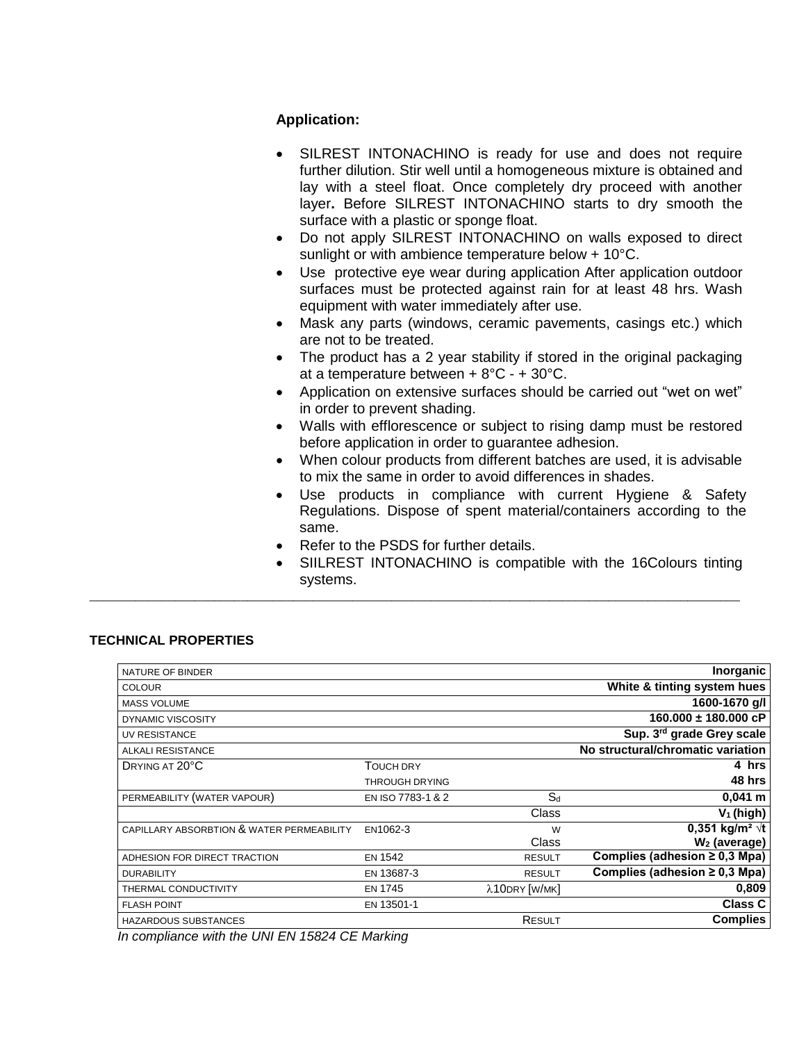**Application:**

- SILREST INTONACHINO is ready for use and does not require further dilution. Stir well until a homogeneous mixture is obtained and lay with a steel float. Once completely dry proceed with another layer**.** Before SILREST INTONACHINO starts to dry smooth the surface with a plastic or sponge float.
- Do not apply SILREST INTONACHINO on walls exposed to direct sunlight or with ambience temperature below + 10°C.
- Use protective eye wear during application After application outdoor surfaces must be protected against rain for at least 48 hrs. Wash equipment with water immediately after use.
- Mask any parts (windows, ceramic pavements, casings etc.) which are not to be treated.
- The product has a 2 year stability if stored in the original packaging at a temperature between + 8°C - + 30°C.
- Application on extensive surfaces should be carried out “wet on wet” in order to prevent shading.
- Walls with efflorescence or subject to rising damp must be restored before application in order to guarantee adhesion.
- When colour products from different batches are used, it is advisable to mix the same in order to avoid differences in shades.
- Use products in compliance with current Hygiene & Safety Regulations. Dispose of spent material/containers according to the same.
- Refer to the PSDS for further details.
- SIILREST INTONACHINO is compatible with the 16Colours tinting systems.

---

**TECHNICAL PROPERTIES**

| | | | |
|---|---|---|---|
| NATURE OF BINDER | | | **Inorganic** |
| COLOUR | | | **White & tinting system hues** |
| MASS VOLUME | | | **1600-1670 g/l** |
| DYNAMIC VISCOSITY | | | **160.000 ± 180.000 cP** |
| UV RESISTANCE | | | **Sup. 3rd grade Grey scale** |
| ALKALI RESISTANCE | | | **No structural/chromatic variation** |
| DRYING AT 20°C | TOUCH DRY | | **4 hrs** |
| | THROUGH DRYING | | **48 hrs** |
| PERMEABILITY (WATER VAPOUR) | EN ISO 7783-1 & 2 | $S_d$ | **0,041 m** |
| | | Class | **$V_1$ (high)** |
| CAPILLARY ABSORBTION & WATER PERMEABILITY | EN1062-3 | W | **0,351 kg/m² √t** |
| | | Class | **$W_2$ (average)** |
| ADHESION FOR DIRECT TRACTION | EN 1542 | RESULT | **Complies (adhesion ≥ 0,3 Mpa)** |
| DURABILITY | EN 13687-3 | RESULT | **Complies (adhesion ≥ 0,3 Mpa)** |
| THERMAL CONDUCTIVITY | EN 1745 | $\lambda$10DRY [W/MK] | **0,809** |
| FLASH POINT | EN 13501-1 | | **Class C** |
| HAZARDOUS SUBSTANCES | | RESULT | **Complies** |

*In compliance with the UNI EN 15824 CE Marking*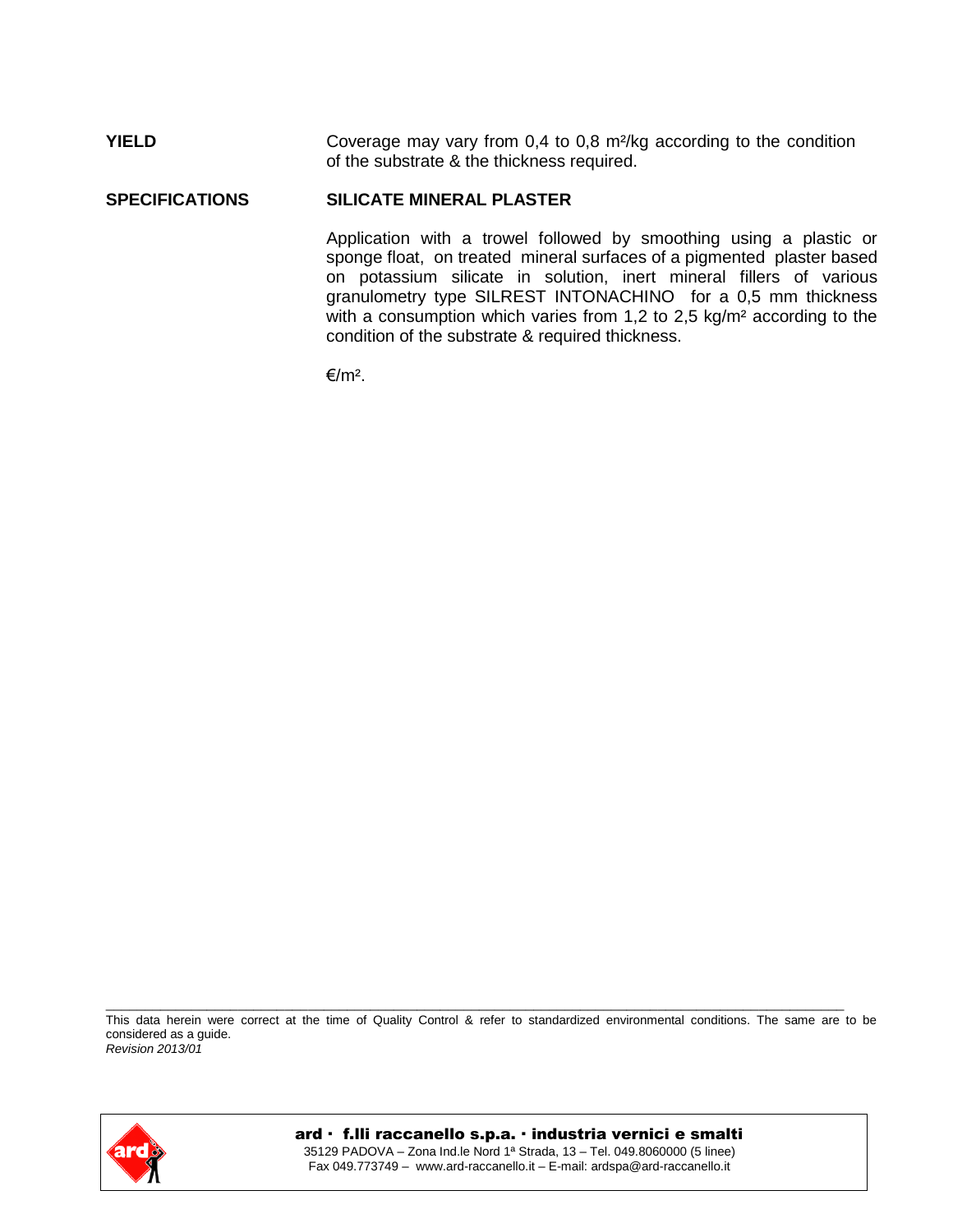**YIELD**

Coverage may vary from 0,4 to 0,8 m²/kg according to the condition of the substrate & the thickness required.

**SPECIFICATIONS**

**SILICATE MINERAL PLASTER**

Application with a trowel followed by smoothing using a plastic or sponge float, on treated mineral surfaces of a pigmented plaster based on potassium silicate in solution, inert mineral fillers of various granulometry type SILREST INTONACHINO for a 0,5 mm thickness with a consumption which varies from 1,2 to 2,5 kg/m² according to the condition of the substrate & required thickness.

€/m².

---

This data herein were correct at the time of Quality Control & refer to standardized environmental conditions. The same are to be considered as a guide.

*Revision 2013/01*

**ard · f.lli raccanello s.p.a. · industria vernici e smalti**

35129 PADOVA – Zona Ind.le Nord 1ª Strada, 13 – Tel. 049.8060000 (5 linee)

Fax 049.773749 – www.ard-raccanello.it – E-mail: ardspa@ard-raccanello.it